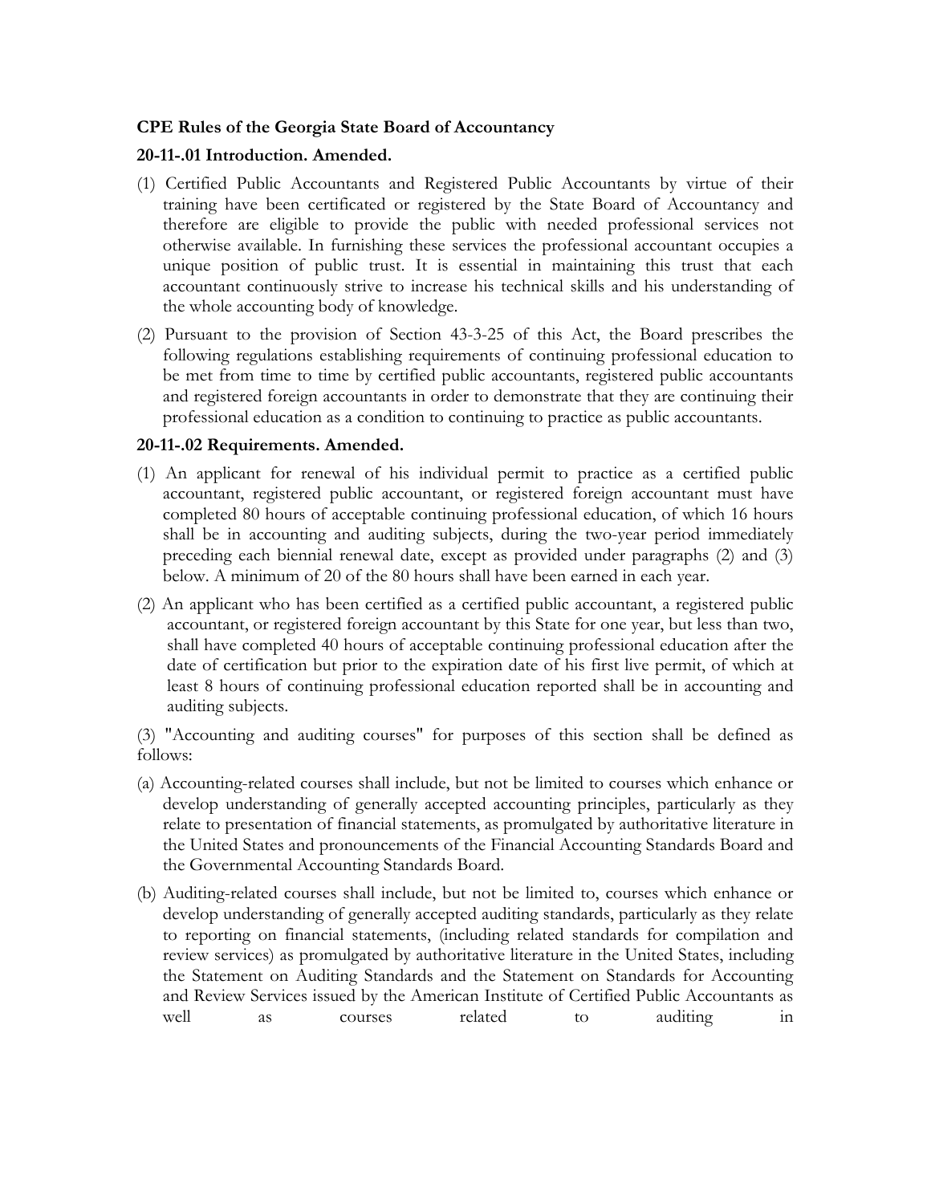**CPE Rules of the Georgia State Board of Accountancy**

**20-11-.01 Introduction. Amended.**

(1) Certified Public Accountants and Registered Public Accountants by virtue of their training have been certificated or registered by the State Board of Accountancy and therefore are eligible to provide the public with needed professional services not otherwise available. In furnishing these services the professional accountant occupies a unique position of public trust. It is essential in maintaining this trust that each accountant continuously strive to increase his technical skills and his understanding of the whole accounting body of knowledge.

(2) Pursuant to the provision of Section 43-3-25 of this Act, the Board prescribes the following regulations establishing requirements of continuing professional education to be met from time to time by certified public accountants, registered public accountants and registered foreign accountants in order to demonstrate that they are continuing their professional education as a condition to continuing to practice as public accountants.

**20-11-.02 Requirements. Amended.**

(1) An applicant for renewal of his individual permit to practice as a certified public accountant, registered public accountant, or registered foreign accountant must have completed 80 hours of acceptable continuing professional education, of which 16 hours shall be in accounting and auditing subjects, during the two-year period immediately preceding each biennial renewal date, except as provided under paragraphs (2) and (3) below. A minimum of 20 of the 80 hours shall have been earned in each year.

(2) An applicant who has been certified as a certified public accountant, a registered public accountant, or registered foreign accountant by this State for one year, but less than two, shall have completed 40 hours of acceptable continuing professional education after the date of certification but prior to the expiration date of his first live permit, of which at least 8 hours of continuing professional education reported shall be in accounting and auditing subjects.

(3) "Accounting and auditing courses" for purposes of this section shall be defined as follows:

(a) Accounting-related courses shall include, but not be limited to courses which enhance or develop understanding of generally accepted accounting principles, particularly as they relate to presentation of financial statements, as promulgated by authoritative literature in the United States and pronouncements of the Financial Accounting Standards Board and the Governmental Accounting Standards Board.

(b) Auditing-related courses shall include, but not be limited to, courses which enhance or develop understanding of generally accepted auditing standards, particularly as they relate to reporting on financial statements, (including related standards for compilation and review services) as promulgated by authoritative literature in the United States, including the Statement on Auditing Standards and the Statement on Standards for Accounting and Review Services issued by the American Institute of Certified Public Accountants as well as courses related to auditing in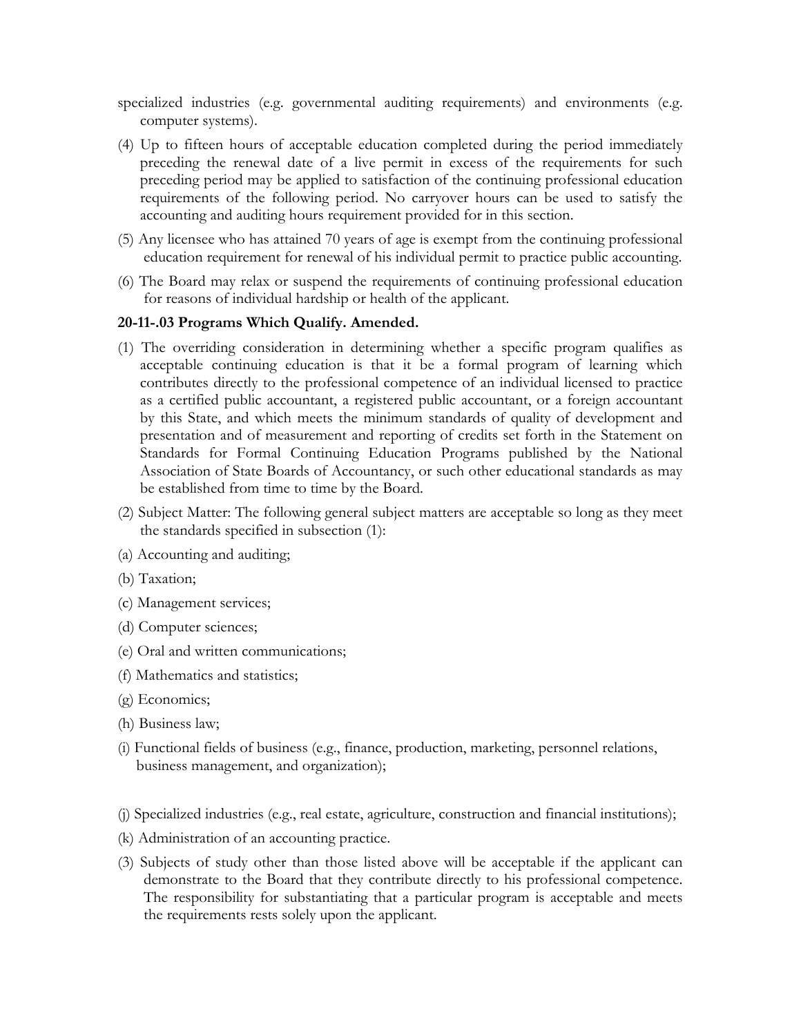specialized industries (e.g. governmental auditing requirements) and environments (e.g. computer systems).

(4) Up to fifteen hours of acceptable education completed during the period immediately preceding the renewal date of a live permit in excess of the requirements for such preceding period may be applied to satisfaction of the continuing professional education requirements of the following period. No carryover hours can be used to satisfy the accounting and auditing hours requirement provided for in this section.

(5) Any licensee who has attained 70 years of age is exempt from the continuing professional education requirement for renewal of his individual permit to practice public accounting.

(6) The Board may relax or suspend the requirements of continuing professional education for reasons of individual hardship or health of the applicant.

**20-11-.03 Programs Which Qualify. Amended.**

(1) The overriding consideration in determining whether a specific program qualifies as acceptable continuing education is that it be a formal program of learning which contributes directly to the professional competence of an individual licensed to practice as a certified public accountant, a registered public accountant, or a foreign accountant by this State, and which meets the minimum standards of quality of development and presentation and of measurement and reporting of credits set forth in the Statement on Standards for Formal Continuing Education Programs published by the National Association of State Boards of Accountancy, or such other educational standards as may be established from time to time by the Board.

(2) Subject Matter: The following general subject matters are acceptable so long as they meet the standards specified in subsection (1):

(a) Accounting and auditing;

(b) Taxation;

(c) Management services;

(d) Computer sciences;

(e) Oral and written communications;

(f) Mathematics and statistics;

(g) Economics;

(h) Business law;

(i) Functional fields of business (e.g., finance, production, marketing, personnel relations, business management, and organization);

(j) Specialized industries (e.g., real estate, agriculture, construction and financial institutions);

(k) Administration of an accounting practice.

(3) Subjects of study other than those listed above will be acceptable if the applicant can demonstrate to the Board that they contribute directly to his professional competence. The responsibility for substantiating that a particular program is acceptable and meets the requirements rests solely upon the applicant.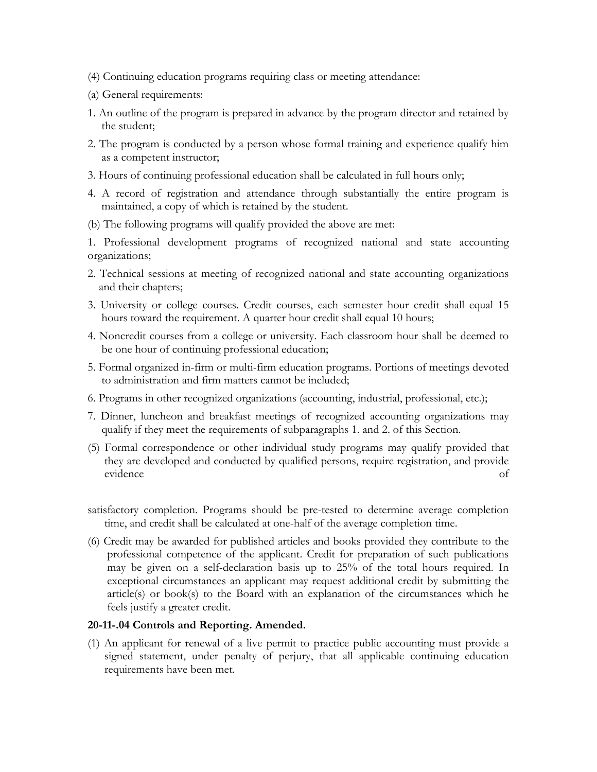(4) Continuing education programs requiring class or meeting attendance:

(a) General requirements:

1. An outline of the program is prepared in advance by the program director and retained by the student;

2. The program is conducted by a person whose formal training and experience qualify him as a competent instructor;

3. Hours of continuing professional education shall be calculated in full hours only;

4. A record of registration and attendance through substantially the entire program is maintained, a copy of which is retained by the student.

(b) The following programs will qualify provided the above are met:

1. Professional development programs of recognized national and state accounting organizations;

2. Technical sessions at meeting of recognized national and state accounting organizations and their chapters;

3. University or college courses. Credit courses, each semester hour credit shall equal 15 hours toward the requirement. A quarter hour credit shall equal 10 hours;

4. Noncredit courses from a college or university. Each classroom hour shall be deemed to be one hour of continuing professional education;

5. Formal organized in-firm or multi-firm education programs. Portions of meetings devoted to administration and firm matters cannot be included;

6. Programs in other recognized organizations (accounting, industrial, professional, etc.);

7. Dinner, luncheon and breakfast meetings of recognized accounting organizations may qualify if they meet the requirements of subparagraphs 1. and 2. of this Section.

(5) Formal correspondence or other individual study programs may qualify provided that they are developed and conducted by qualified persons, require registration, and provide evidence of satisfactory completion. Programs should be pre-tested to determine average completion time, and credit shall be calculated at one-half of the average completion time.

(6) Credit may be awarded for published articles and books provided they contribute to the professional competence of the applicant. Credit for preparation of such publications may be given on a self-declaration basis up to 25% of the total hours required. In exceptional circumstances an applicant may request additional credit by submitting the article(s) or book(s) to the Board with an explanation of the circumstances which he feels justify a greater credit.

**20-11-.04 Controls and Reporting. Amended.**

(1) An applicant for renewal of a live permit to practice public accounting must provide a signed statement, under penalty of perjury, that all applicable continuing education requirements have been met.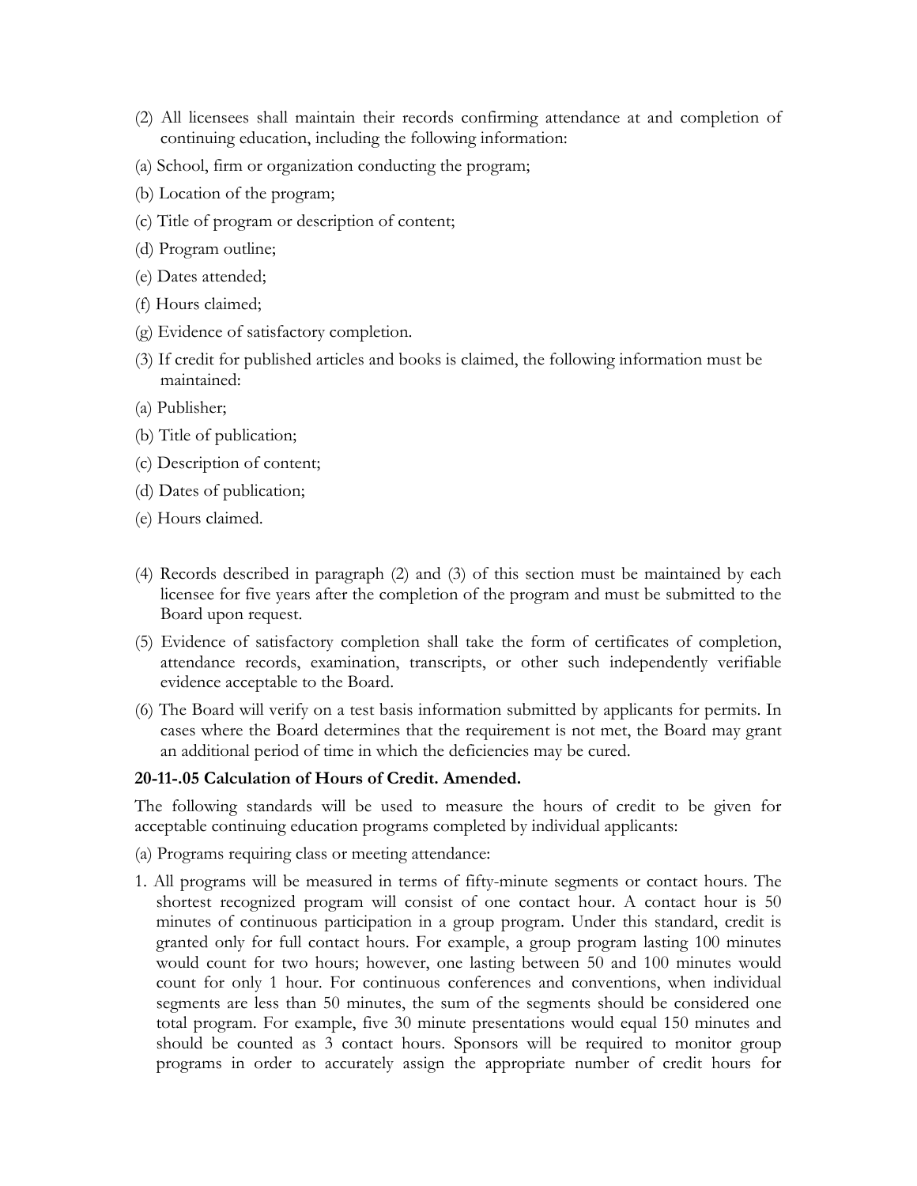(2) All licensees shall maintain their records confirming attendance at and completion of continuing education, including the following information:

(a) School, firm or organization conducting the program;

(b) Location of the program;

(c) Title of program or description of content;

(d) Program outline;

(e) Dates attended;

(f) Hours claimed;

(g) Evidence of satisfactory completion.

(3) If credit for published articles and books is claimed, the following information must be maintained:

(a) Publisher;

(b) Title of publication;

(c) Description of content;

(d) Dates of publication;

(e) Hours claimed.

(4) Records described in paragraph (2) and (3) of this section must be maintained by each licensee for five years after the completion of the program and must be submitted to the Board upon request.

(5) Evidence of satisfactory completion shall take the form of certificates of completion, attendance records, examination, transcripts, or other such independently verifiable evidence acceptable to the Board.

(6) The Board will verify on a test basis information submitted by applicants for permits. In cases where the Board determines that the requirement is not met, the Board may grant an additional period of time in which the deficiencies may be cured.

**20-11-.05 Calculation of Hours of Credit. Amended.**

The following standards will be used to measure the hours of credit to be given for acceptable continuing education programs completed by individual applicants:

(a) Programs requiring class or meeting attendance:

1. All programs will be measured in terms of fifty-minute segments or contact hours. The shortest recognized program will consist of one contact hour. A contact hour is 50 minutes of continuous participation in a group program. Under this standard, credit is granted only for full contact hours. For example, a group program lasting 100 minutes would count for two hours; however, one lasting between 50 and 100 minutes would count for only 1 hour. For continuous conferences and conventions, when individual segments are less than 50 minutes, the sum of the segments should be considered one total program. For example, five 30 minute presentations would equal 150 minutes and should be counted as 3 contact hours. Sponsors will be required to monitor group programs in order to accurately assign the appropriate number of credit hours for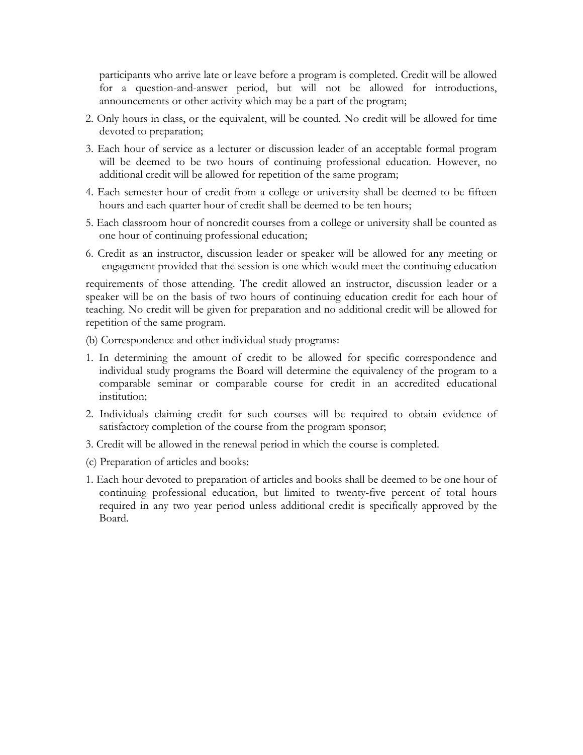participants who arrive late or leave before a program is completed. Credit will be allowed for a question-and-answer period, but will not be allowed for introductions, announcements or other activity which may be a part of the program;

2. Only hours in class, or the equivalent, will be counted. No credit will be allowed for time devoted to preparation;

3. Each hour of service as a lecturer or discussion leader of an acceptable formal program will be deemed to be two hours of continuing professional education. However, no additional credit will be allowed for repetition of the same program;

4. Each semester hour of credit from a college or university shall be deemed to be fifteen hours and each quarter hour of credit shall be deemed to be ten hours;

5. Each classroom hour of noncredit courses from a college or university shall be counted as one hour of continuing professional education;

6. Credit as an instructor, discussion leader or speaker will be allowed for any meeting or engagement provided that the session is one which would meet the continuing education

requirements of those attending. The credit allowed an instructor, discussion leader or a speaker will be on the basis of two hours of continuing education credit for each hour of teaching. No credit will be given for preparation and no additional credit will be allowed for repetition of the same program.

(b) Correspondence and other individual study programs:

1. In determining the amount of credit to be allowed for specific correspondence and individual study programs the Board will determine the equivalency of the program to a comparable seminar or comparable course for credit in an accredited educational institution;

2. Individuals claiming credit for such courses will be required to obtain evidence of satisfactory completion of the course from the program sponsor;

3. Credit will be allowed in the renewal period in which the course is completed.

(c) Preparation of articles and books:

1. Each hour devoted to preparation of articles and books shall be deemed to be one hour of continuing professional education, but limited to twenty-five percent of total hours required in any two year period unless additional credit is specifically approved by the Board.